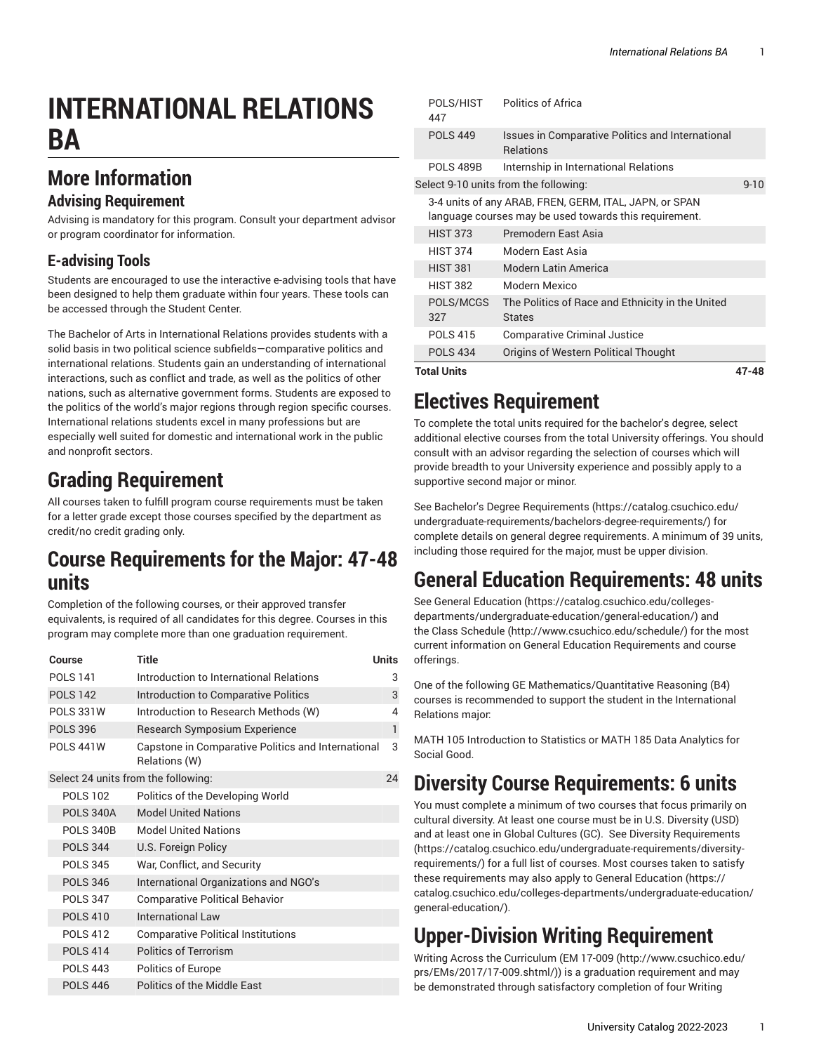# INTERNATIONAL RELATIONS BA

## More Information

### Advising Requirement

Advising is mandatory for this program. Consult your department advisor or program coordinator for information.

### E-advising Tools

Students are encouraged to use the interactive e-advising tools that have been designed to help them graduate within four years. These tools can be accessed through the Student Center.

The Bachelor of Arts in International Relations provides students with a solid basis in two political science subfields—comparative politics and international relations. Students gain an understanding of international interactions, such as conflict and trade, as well as the politics of other nations, such as alternative government forms. Students are exposed to the politics of the world's major regions through region specific courses. International relations students excel in many professions but are especially well suited for domestic and international work in the public and nonprofit sectors.

## Grading Requirement

All courses taken to fulfill program course requirements must be taken for a letter grade except those courses specified by the department as credit/no credit grading only.

## Course Requirements for the Major: 47-48 units

Completion of the following courses, or their approved transfer equivalents, is required of all candidates for this degree. Courses in this program may complete more than one graduation requirement.

| Course | Title | Units |
|---|---|---|
| POLS 141 | Introduction to International Relations | 3 |
| POLS 142 | Introduction to Comparative Politics | 3 |
| POLS 331W | Introduction to Research Methods (W) | 4 |
| POLS 396 | Research Symposium Experience | 1 |
| POLS 441W | Capstone in Comparative Politics and International Relations (W) | 3 |
| Select 24 units from the following: | | 24 |
| POLS 102 | Politics of the Developing World | |
| POLS 340A | Model United Nations | |
| POLS 340B | Model United Nations | |
| POLS 344 | U.S. Foreign Policy | |
| POLS 345 | War, Conflict, and Security | |
| POLS 346 | International Organizations and NGO's | |
| POLS 347 | Comparative Political Behavior | |
| POLS 410 | International Law | |
| POLS 412 | Comparative Political Institutions | |
| POLS 414 | Politics of Terrorism | |
| POLS 443 | Politics of Europe | |
| POLS 446 | Politics of the Middle East | |
| POLS/HIST 447 | Politics of Africa | |
| POLS 449 | Issues in Comparative Politics and International Relations | |
| POLS 489B | Internship in International Relations | |
| Select 9-10 units from the following: | | 9-10 |
| 3-4 units of any ARAB, FREN, GERM, ITAL, JAPN, or SPAN language courses may be used towards this requirement. | | |
| HIST 373 | Premodern East Asia | |
| HIST 374 | Modern East Asia | |
| HIST 381 | Modern Latin America | |
| HIST 382 | Modern Mexico | |
| POLS/MCGS 327 | The Politics of Race and Ethnicity in the United States | |
| POLS 415 | Comparative Criminal Justice | |
| POLS 434 | Origins of Western Political Thought | |
| **Total Units** | | **47-48** |

## Electives Requirement

To complete the total units required for the bachelor's degree, select additional elective courses from the total University offerings. You should consult with an advisor regarding the selection of courses which will provide breadth to your University experience and possibly apply to a supportive second major or minor.

See Bachelor's Degree Requirements (https://catalog.csuchico.edu/undergraduate-requirements/bachelors-degree-requirements/) for complete details on general degree requirements. A minimum of 39 units, including those required for the major, must be upper division.

## General Education Requirements: 48 units

See General Education (https://catalog.csuchico.edu/colleges-departments/undergraduate-education/general-education/) and the Class Schedule (http://www.csuchico.edu/schedule/) for the most current information on General Education Requirements and course offerings.

One of the following GE Mathematics/Quantitative Reasoning (B4) courses is recommended to support the student in the International Relations major:

MATH 105 Introduction to Statistics or MATH 185 Data Analytics for Social Good.

## Diversity Course Requirements: 6 units

You must complete a minimum of two courses that focus primarily on cultural diversity. At least one course must be in U.S. Diversity (USD) and at least one in Global Cultures (GC). See Diversity Requirements (https://catalog.csuchico.edu/undergraduate-requirements/diversity-requirements/) for a full list of courses. Most courses taken to satisfy these requirements may also apply to General Education (https://catalog.csuchico.edu/colleges-departments/undergraduate-education/general-education/).

## Upper-Division Writing Requirement

Writing Across the Curriculum (EM 17-009 (http://www.csuchico.edu/prs/EMs/2017/17-009.shtml/)) is a graduation requirement and may be demonstrated through satisfactory completion of four Writing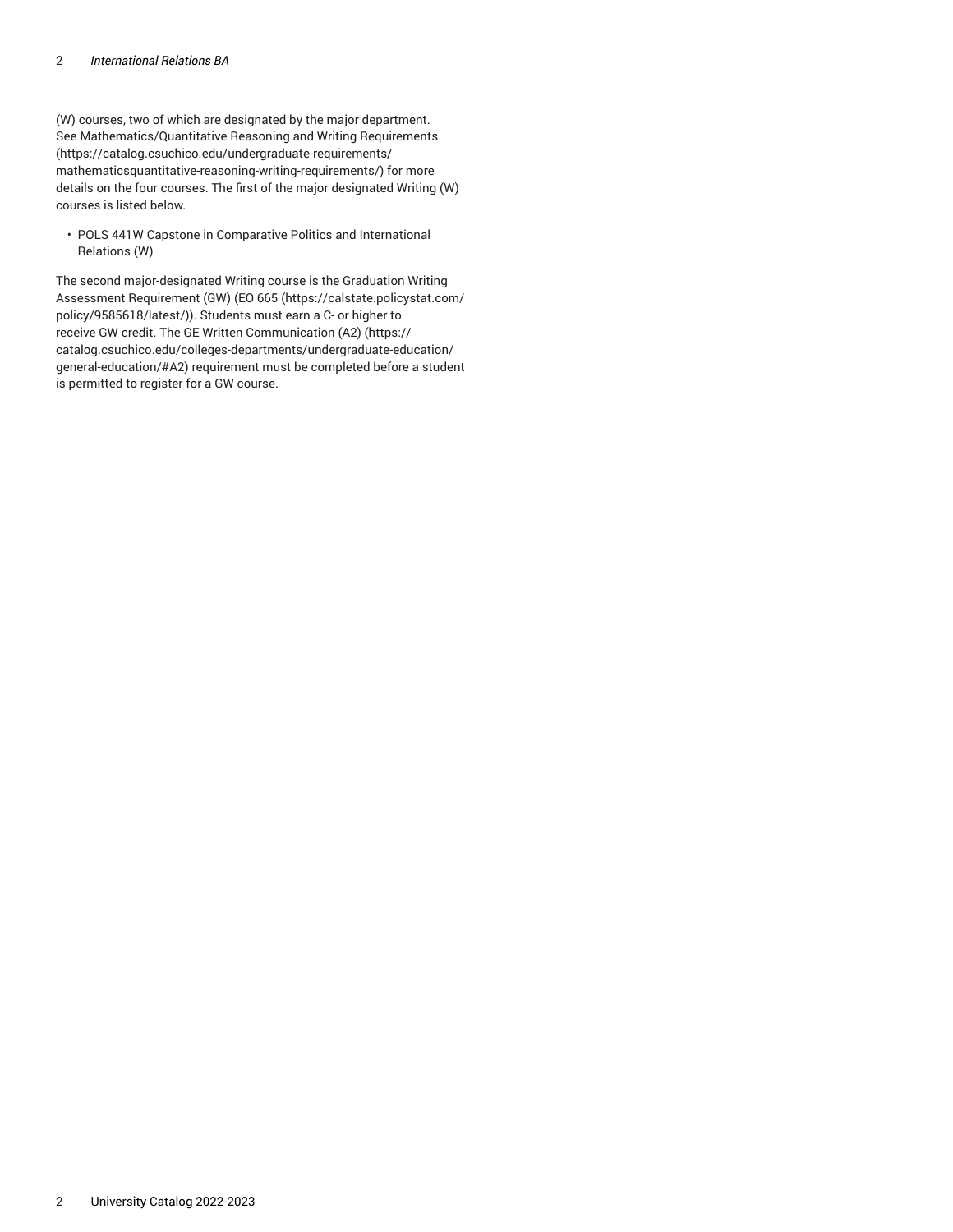(W) courses, two of which are designated by the major department. See Mathematics/Quantitative Reasoning and Writing Requirements (https://catalog.csuchico.edu/undergraduate-requirements/mathematicsquantitative-reasoning-writing-requirements/) for more details on the four courses. The first of the major designated Writing (W) courses is listed below.

- POLS 441W Capstone in Comparative Politics and International Relations (W)

The second major-designated Writing course is the Graduation Writing Assessment Requirement (GW) (EO 665 (https://calstate.policystat.com/policy/9585618/latest/)). Students must earn a C- or higher to receive GW credit. The GE Written Communication (A2) (https://catalog.csuchico.edu/colleges-departments/undergraduate-education/general-education/#A2) requirement must be completed before a student is permitted to register for a GW course.